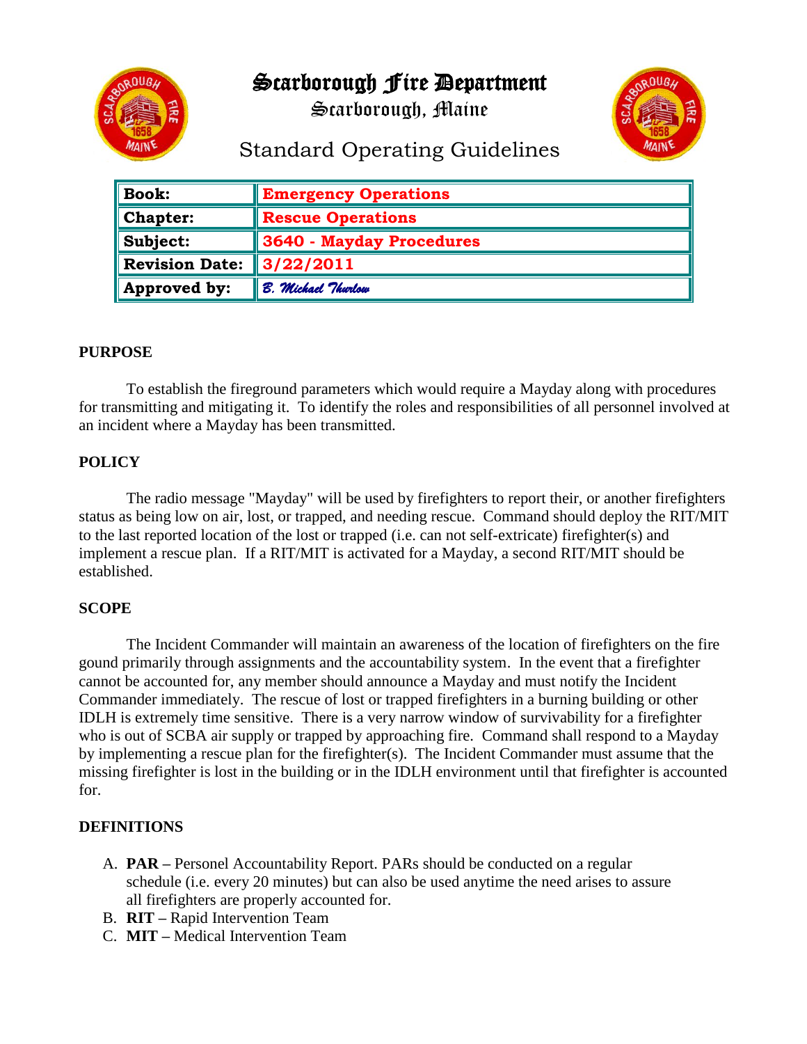# Scarborough Fire Department

Scarborough, Maine

## Standard Operating Guidelines

| **Book:** | **Emergency Operations** |
|---|---|
| **Chapter:** | **Rescue Operations** |
| **Subject:** | **3640 - Mayday Procedures** |
| **Revision Date:** | **3/22/2011** |
| **Approved by:** | *B. Michael Thurlow* |

**PURPOSE**

To establish the fireground parameters which would require a Mayday along with procedures for transmitting and mitigating it. To identify the roles and responsibilities of all personnel involved at an incident where a Mayday has been transmitted.

**POLICY**

The radio message "Mayday" will be used by firefighters to report their, or another firefighters status as being low on air, lost, or trapped, and needing rescue. Command should deploy the RIT/MIT to the last reported location of the lost or trapped (i.e. can not self-extricate) firefighter(s) and implement a rescue plan. If a RIT/MIT is activated for a Mayday, a second RIT/MIT should be established.

**SCOPE**

The Incident Commander will maintain an awareness of the location of firefighters on the fire gound primarily through assignments and the accountability system. In the event that a firefighter cannot be accounted for, any member should announce a Mayday and must notify the Incident Commander immediately. The rescue of lost or trapped firefighters in a burning building or other IDLH is extremely time sensitive. There is a very narrow window of survivability for a firefighter who is out of SCBA air supply or trapped by approaching fire. Command shall respond to a Mayday by implementing a rescue plan for the firefighter(s). The Incident Commander must assume that the missing firefighter is lost in the building or in the IDLH environment until that firefighter is accounted for.

**DEFINITIONS**

A. **PAR –** Personel Accountability Report. PARs should be conducted on a regular schedule (i.e. every 20 minutes) but can also be used anytime the need arises to assure all firefighters are properly accounted for.
B. **RIT –** Rapid Intervention Team
C. **MIT –** Medical Intervention Team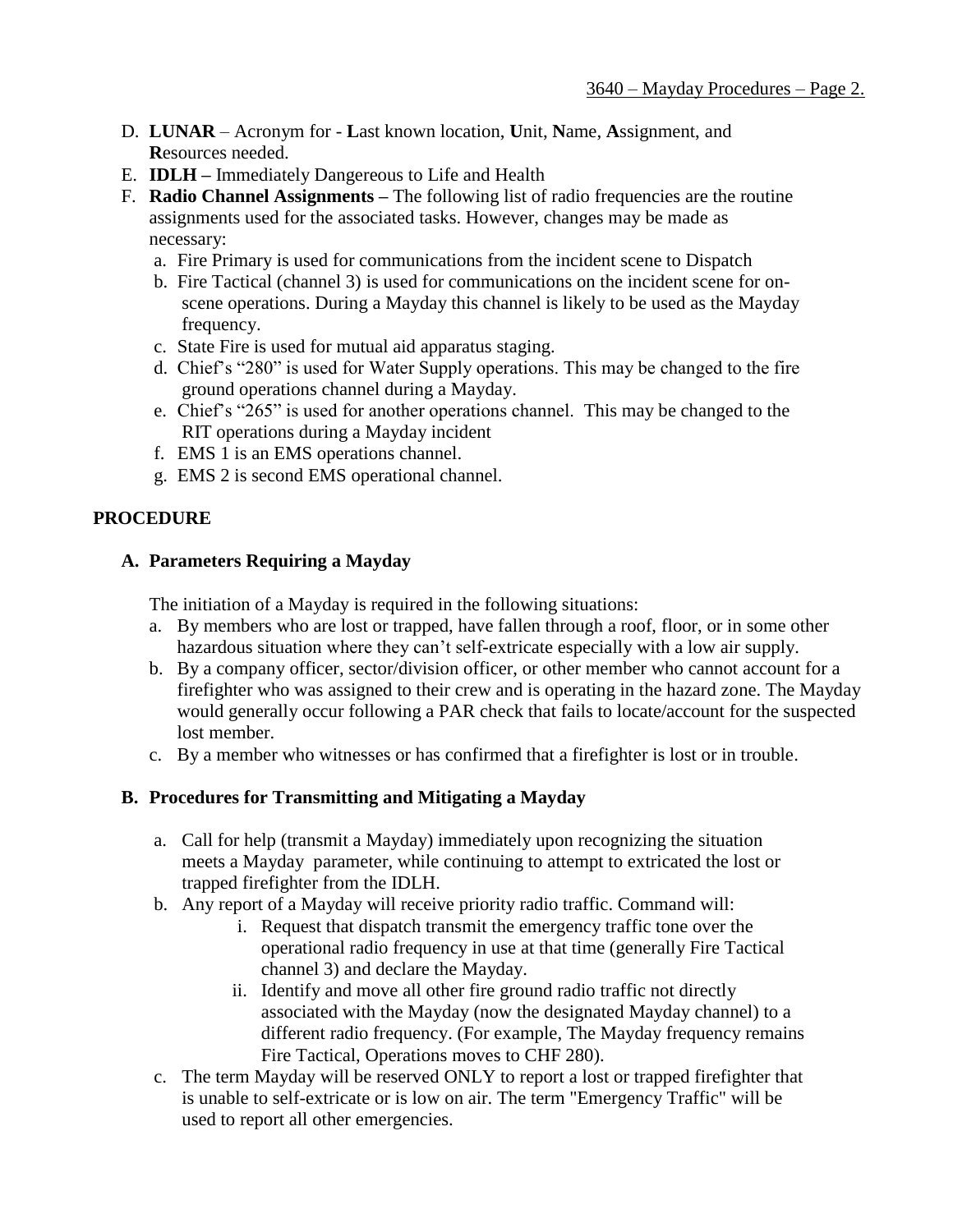D. **LUNAR** – Acronym for - **L**ast known location, **U**nit, **N**ame, **A**ssignment, and **R**esources needed.

E. **IDLH –** Immediately Dangereous to Life and Health

F. **Radio Channel Assignments –** The following list of radio frequencies are the routine assignments used for the associated tasks. However, changes may be made as necessary:

   a. Fire Primary is used for communications from the incident scene to Dispatch
   
   b. Fire Tactical (channel 3) is used for communications on the incident scene for on-scene operations. During a Mayday this channel is likely to be used as the Mayday frequency.
   
   c. State Fire is used for mutual aid apparatus staging.
   
   d. Chief's "280" is used for Water Supply operations. This may be changed to the fire ground operations channel during a Mayday.
   
   e. Chief's "265" is used for another operations channel. This may be changed to the RIT operations during a Mayday incident
   
   f. EMS 1 is an EMS operations channel.
   
   g. EMS 2 is second EMS operational channel.

## PROCEDURE

### A. Parameters Requiring a Mayday

The initiation of a Mayday is required in the following situations:

a. By members who are lost or trapped, have fallen through a roof, floor, or in some other hazardous situation where they can't self-extricate especially with a low air supply.

b. By a company officer, sector/division officer, or other member who cannot account for a firefighter who was assigned to their crew and is operating in the hazard zone. The Mayday would generally occur following a PAR check that fails to locate/account for the suspected lost member.

c. By a member who witnesses or has confirmed that a firefighter is lost or in trouble.

### B. Procedures for Transmitting and Mitigating a Mayday

a. Call for help (transmit a Mayday) immediately upon recognizing the situation meets a Mayday parameter, while continuing to attempt to extricated the lost or trapped firefighter from the IDLH.

b. Any report of a Mayday will receive priority radio traffic. Command will:

   i. Request that dispatch transmit the emergency traffic tone over the operational radio frequency in use at that time (generally Fire Tactical channel 3) and declare the Mayday.
   
   ii. Identify and move all other fire ground radio traffic not directly associated with the Mayday (now the designated Mayday channel) to a different radio frequency. (For example, The Mayday frequency remains Fire Tactical, Operations moves to CHF 280).

c. The term Mayday will be reserved ONLY to report a lost or trapped firefighter that is unable to self-extricate or is low on air. The term "Emergency Traffic" will be used to report all other emergencies.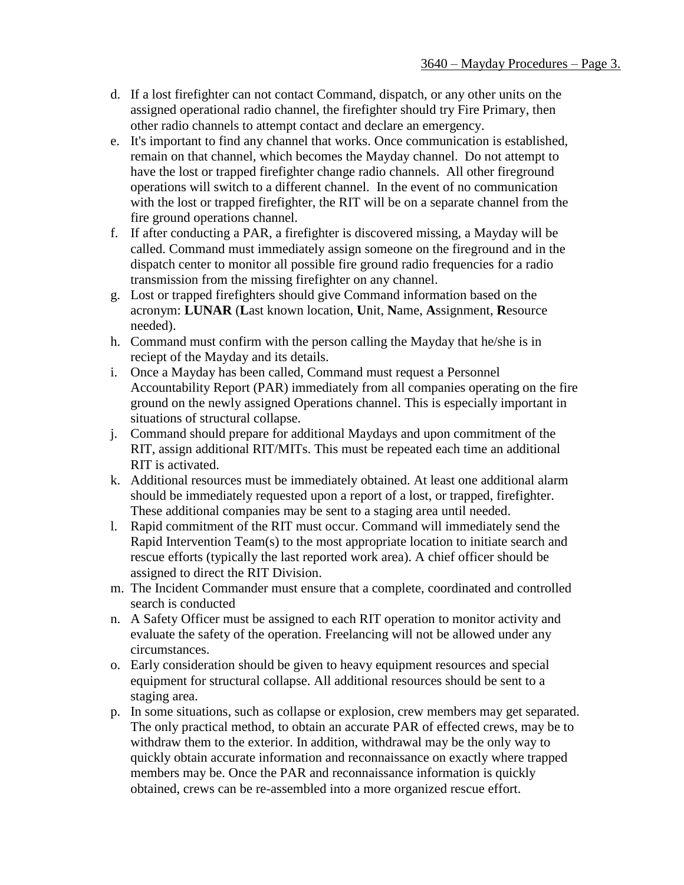d. If a lost firefighter can not contact Command, dispatch, or any other units on the assigned operational radio channel, the firefighter should try Fire Primary, then other radio channels to attempt contact and declare an emergency.
e. It's important to find any channel that works. Once communication is established, remain on that channel, which becomes the Mayday channel. Do not attempt to have the lost or trapped firefighter change radio channels. All other fireground operations will switch to a different channel. In the event of no communication with the lost or trapped firefighter, the RIT will be on a separate channel from the fire ground operations channel.
f. If after conducting a PAR, a firefighter is discovered missing, a Mayday will be called. Command must immediately assign someone on the fireground and in the dispatch center to monitor all possible fire ground radio frequencies for a radio transmission from the missing firefighter on any channel.
g. Lost or trapped firefighters should give Command information based on the acronym: **LUNAR** (**L**ast known location, **U**nit, **N**ame, **A**ssignment, **R**esource needed).
h. Command must confirm with the person calling the Mayday that he/she is in reciept of the Mayday and its details.
i. Once a Mayday has been called, Command must request a Personnel Accountability Report (PAR) immediately from all companies operating on the fire ground on the newly assigned Operations channel. This is especially important in situations of structural collapse.
j. Command should prepare for additional Maydays and upon commitment of the RIT, assign additional RIT/MITs. This must be repeated each time an additional RIT is activated.
k. Additional resources must be immediately obtained. At least one additional alarm should be immediately requested upon a report of a lost, or trapped, firefighter. These additional companies may be sent to a staging area until needed.
l. Rapid commitment of the RIT must occur. Command will immediately send the Rapid Intervention Team(s) to the most appropriate location to initiate search and rescue efforts (typically the last reported work area). A chief officer should be assigned to direct the RIT Division.
m. The Incident Commander must ensure that a complete, coordinated and controlled search is conducted
n. A Safety Officer must be assigned to each RIT operation to monitor activity and evaluate the safety of the operation. Freelancing will not be allowed under any circumstances.
o. Early consideration should be given to heavy equipment resources and special equipment for structural collapse. All additional resources should be sent to a staging area.
p. In some situations, such as collapse or explosion, crew members may get separated. The only practical method, to obtain an accurate PAR of effected crews, may be to withdraw them to the exterior. In addition, withdrawal may be the only way to quickly obtain accurate information and reconnaissance on exactly where trapped members may be. Once the PAR and reconnaissance information is quickly obtained, crews can be re-assembled into a more organized rescue effort.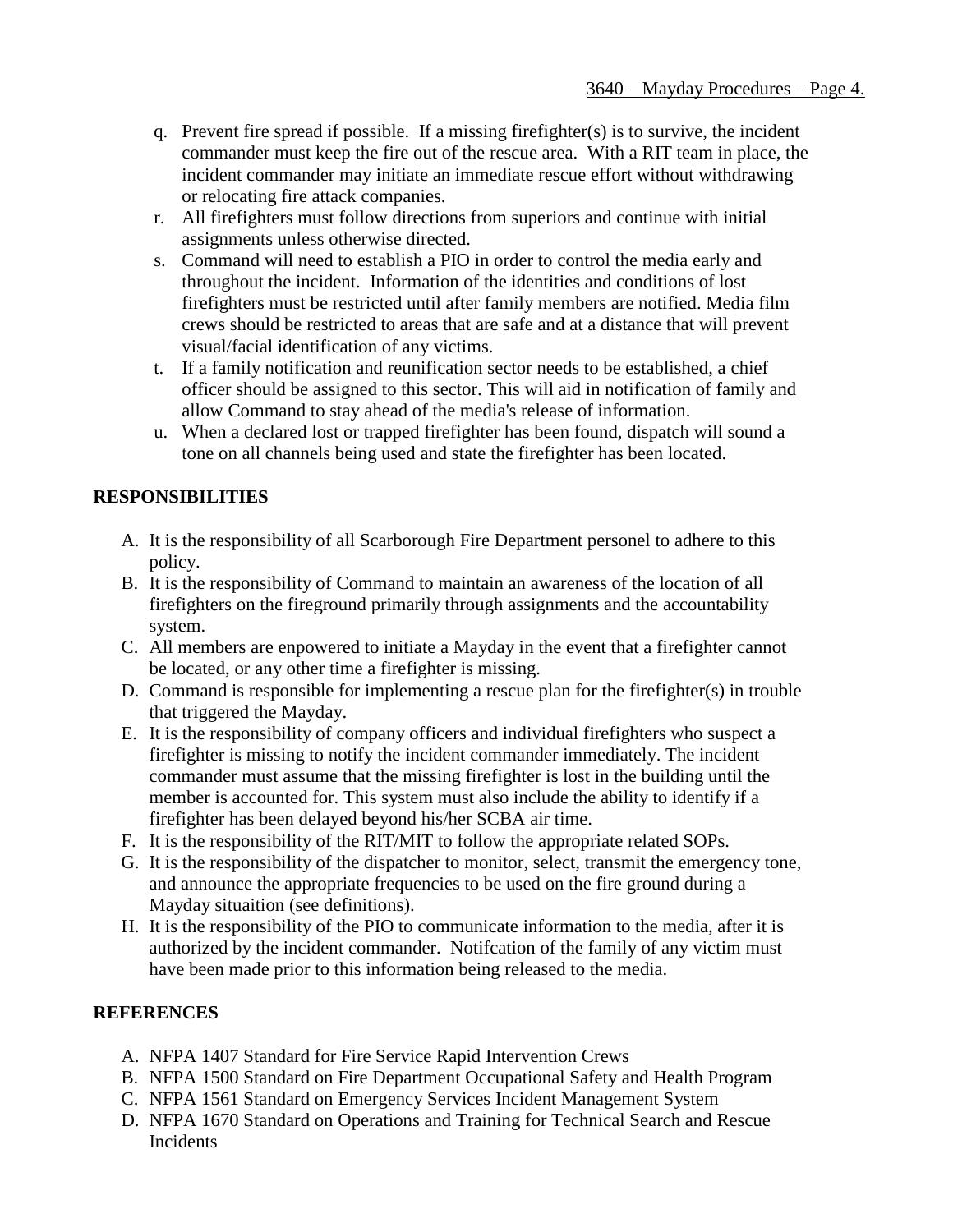q. Prevent fire spread if possible. If a missing firefighter(s) is to survive, the incident commander must keep the fire out of the rescue area. With a RIT team in place, the incident commander may initiate an immediate rescue effort without withdrawing or relocating fire attack companies.

r. All firefighters must follow directions from superiors and continue with initial assignments unless otherwise directed.

s. Command will need to establish a PIO in order to control the media early and throughout the incident. Information of the identities and conditions of lost firefighters must be restricted until after family members are notified. Media film crews should be restricted to areas that are safe and at a distance that will prevent visual/facial identification of any victims.

t. If a family notification and reunification sector needs to be established, a chief officer should be assigned to this sector. This will aid in notification of family and allow Command to stay ahead of the media's release of information.

u. When a declared lost or trapped firefighter has been found, dispatch will sound a tone on all channels being used and state the firefighter has been located.

## RESPONSIBILITIES

A. It is the responsibility of all Scarborough Fire Department personel to adhere to this policy.

B. It is the responsibility of Command to maintain an awareness of the location of all firefighters on the fireground primarily through assignments and the accountability system.

C. All members are enpowered to initiate a Mayday in the event that a firefighter cannot be located, or any other time a firefighter is missing.

D. Command is responsible for implementing a rescue plan for the firefighter(s) in trouble that triggered the Mayday.

E. It is the responsibility of company officers and individual firefighters who suspect a firefighter is missing to notify the incident commander immediately. The incident commander must assume that the missing firefighter is lost in the building until the member is accounted for. This system must also include the ability to identify if a firefighter has been delayed beyond his/her SCBA air time.

F. It is the responsibility of the RIT/MIT to follow the appropriate related SOPs.

G. It is the responsibility of the dispatcher to monitor, select, transmit the emergency tone, and announce the appropriate frequencies to be used on the fire ground during a Mayday situaition (see definitions).

H. It is the responsibility of the PIO to communicate information to the media, after it is authorized by the incident commander. Notifcation of the family of any victim must have been made prior to this information being released to the media.

## REFERENCES

A. NFPA 1407 Standard for Fire Service Rapid Intervention Crews

B. NFPA 1500 Standard on Fire Department Occupational Safety and Health Program

C. NFPA 1561 Standard on Emergency Services Incident Management System

D. NFPA 1670 Standard on Operations and Training for Technical Search and Rescue Incidents